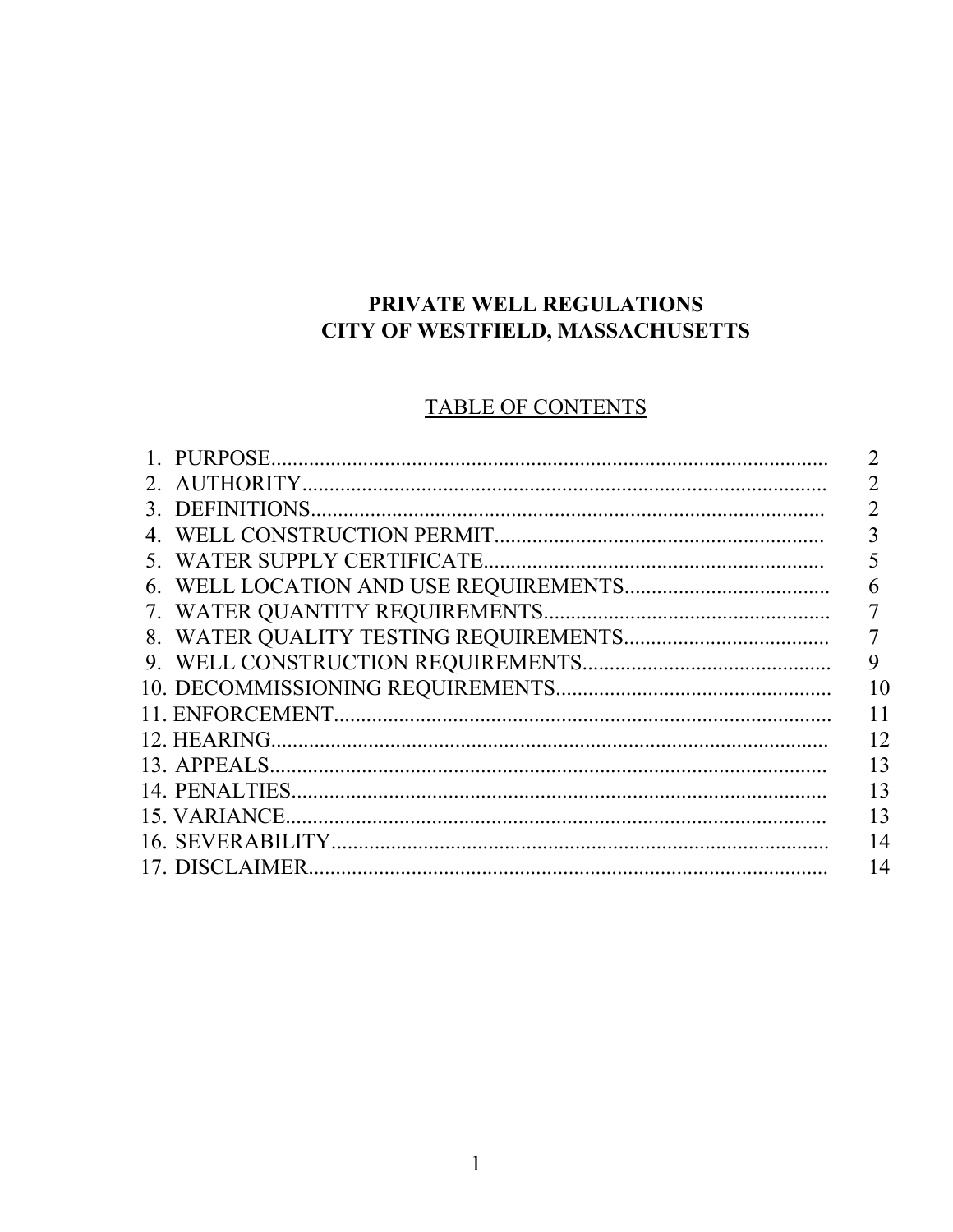# PRIVATE WELL REGULATIONS
# CITY OF WESTFIELD, MASSACHUSETTS

## TABLE OF CONTENTS

| | |
|---|---|
| 1. PURPOSE | 2 |
| 2. AUTHORITY | 2 |
| 3. DEFINITIONS | 2 |
| 4. WELL CONSTRUCTION PERMIT | 3 |
| 5. WATER SUPPLY CERTIFICATE | 5 |
| 6. WELL LOCATION AND USE REQUIREMENTS | 6 |
| 7. WATER QUANTITY REQUIREMENTS | 7 |
| 8. WATER QUALITY TESTING REQUIREMENTS | 7 |
| 9. WELL CONSTRUCTION REQUIREMENTS | 9 |
| 10. DECOMMISSIONING REQUIREMENTS | 10 |
| 11. ENFORCEMENT | 11 |
| 12. HEARING | 12 |
| 13. APPEALS | 13 |
| 14. PENALTIES | 13 |
| 15. VARIANCE | 13 |
| 16. SEVERABILITY | 14 |
| 17. DISCLAIMER | 14 |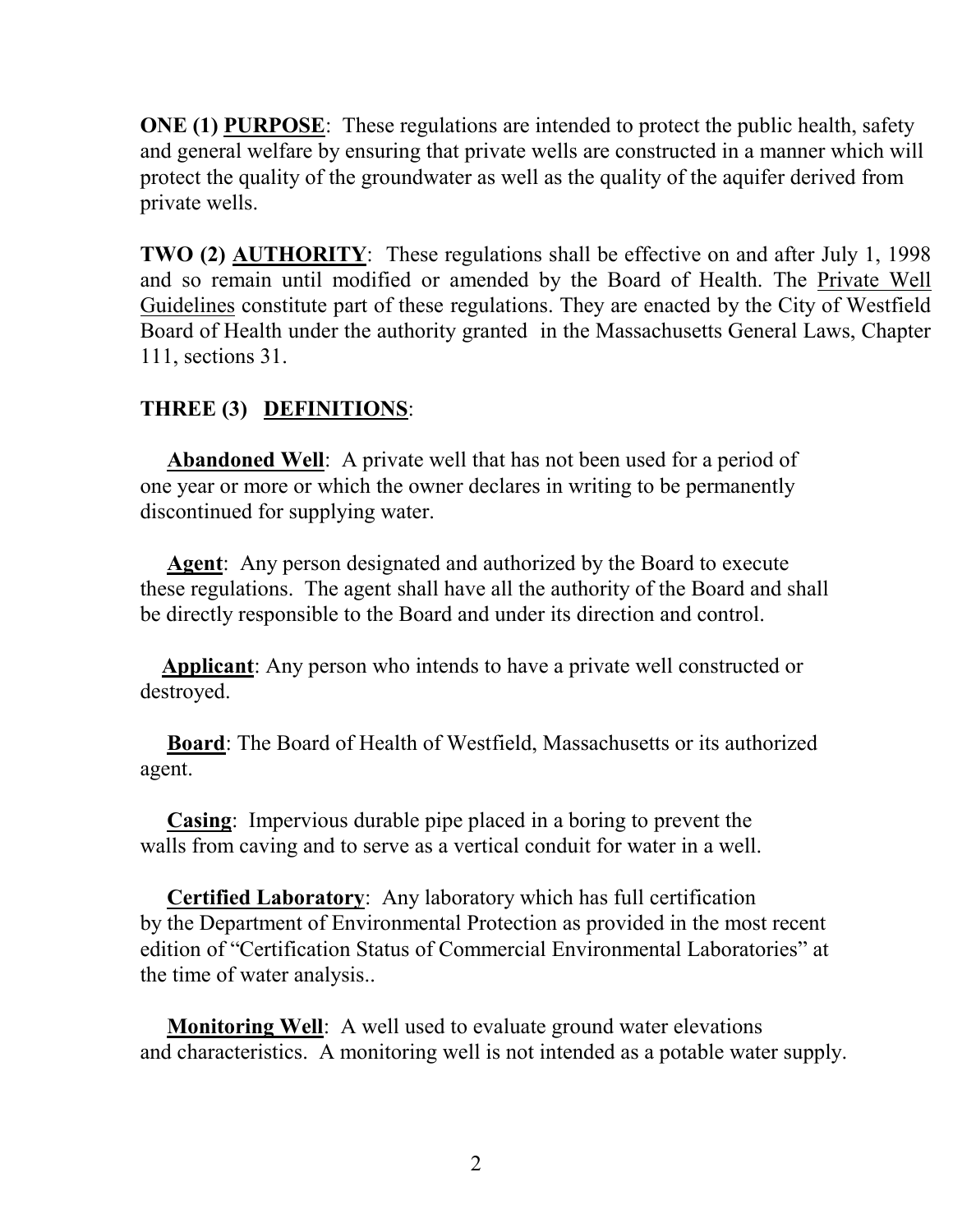**ONE (1) PURPOSE**: These regulations are intended to protect the public health, safety and general welfare by ensuring that private wells are constructed in a manner which will protect the quality of the groundwater as well as the quality of the aquifer derived from private wells.

**TWO (2) AUTHORITY**: These regulations shall be effective on and after July 1, 1998 and so remain until modified or amended by the Board of Health. The Private Well Guidelines constitute part of these regulations. They are enacted by the City of Westfield Board of Health under the authority granted in the Massachusetts General Laws, Chapter 111, sections 31.

**THREE (3) DEFINITIONS**:

**Abandoned Well**: A private well that has not been used for a period of one year or more or which the owner declares in writing to be permanently discontinued for supplying water.

**Agent**: Any person designated and authorized by the Board to execute these regulations. The agent shall have all the authority of the Board and shall be directly responsible to the Board and under its direction and control.

**Applicant**: Any person who intends to have a private well constructed or destroyed.

**Board**: The Board of Health of Westfield, Massachusetts or its authorized agent.

**Casing**: Impervious durable pipe placed in a boring to prevent the walls from caving and to serve as a vertical conduit for water in a well.

**Certified Laboratory**: Any laboratory which has full certification by the Department of Environmental Protection as provided in the most recent edition of "Certification Status of Commercial Environmental Laboratories" at the time of water analysis..

**Monitoring Well**: A well used to evaluate ground water elevations and characteristics. A monitoring well is not intended as a potable water supply.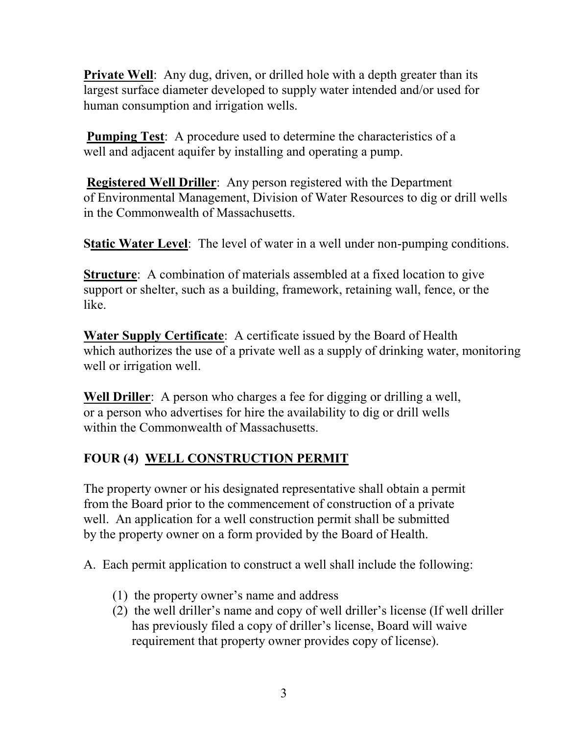**Private Well**: Any dug, driven, or drilled hole with a depth greater than its largest surface diameter developed to supply water intended and/or used for human consumption and irrigation wells.

**Pumping Test**: A procedure used to determine the characteristics of a well and adjacent aquifer by installing and operating a pump.

**Registered Well Driller**: Any person registered with the Department of Environmental Management, Division of Water Resources to dig or drill wells in the Commonwealth of Massachusetts.

**Static Water Level**: The level of water in a well under non-pumping conditions.

**Structure**: A combination of materials assembled at a fixed location to give support or shelter, such as a building, framework, retaining wall, fence, or the like.

**Water Supply Certificate**: A certificate issued by the Board of Health which authorizes the use of a private well as a supply of drinking water, monitoring well or irrigation well.

**Well Driller**: A person who charges a fee for digging or drilling a well, or a person who advertises for hire the availability to dig or drill wells within the Commonwealth of Massachusetts.

## FOUR (4) WELL CONSTRUCTION PERMIT

The property owner or his designated representative shall obtain a permit from the Board prior to the commencement of construction of a private well. An application for a well construction permit shall be submitted by the property owner on a form provided by the Board of Health.

A. Each permit application to construct a well shall include the following:

(1) the property owner's name and address
(2) the well driller's name and copy of well driller's license (If well driller has previously filed a copy of driller's license, Board will waive requirement that property owner provides copy of license).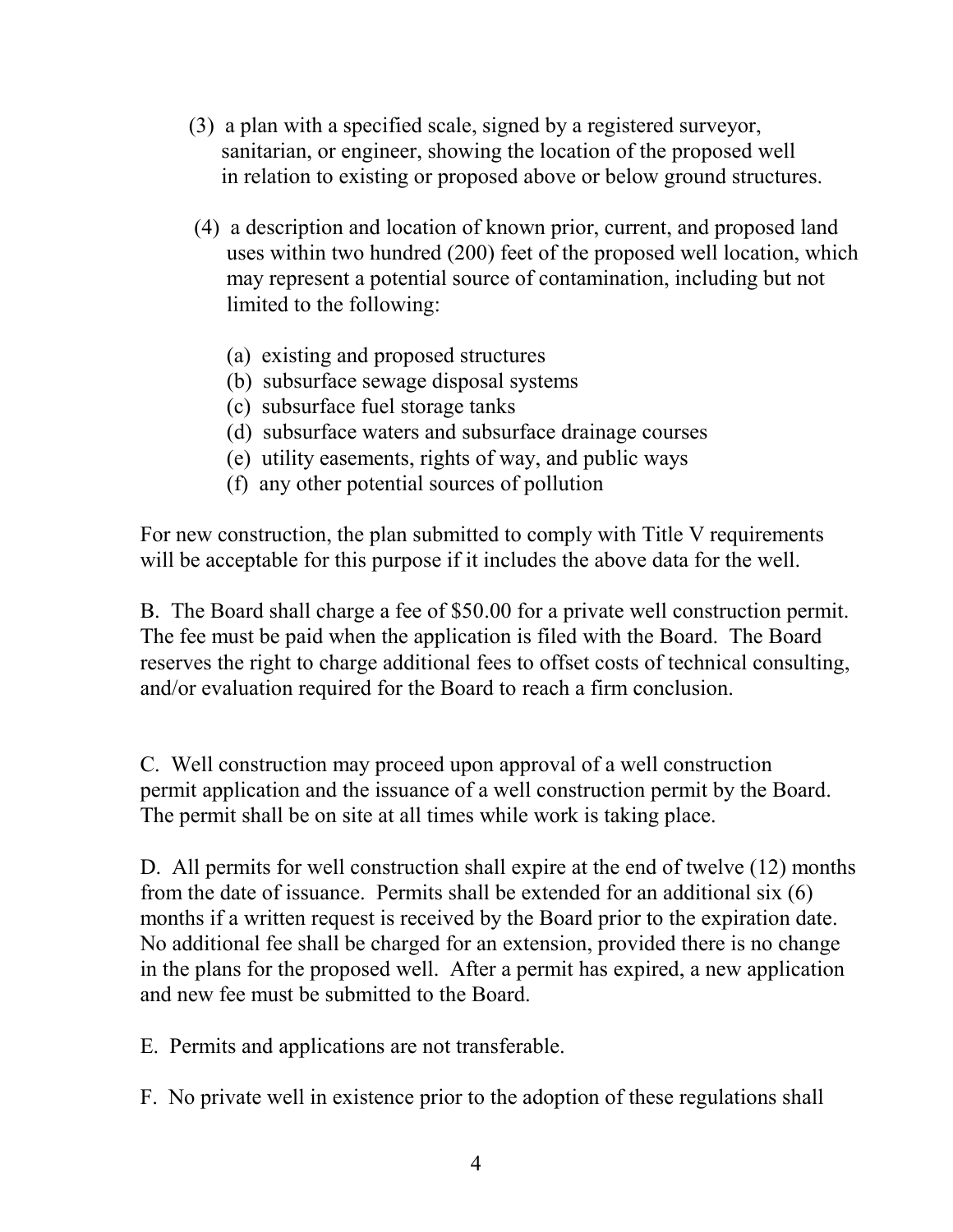(3) a plan with a specified scale, signed by a registered surveyor, sanitarian, or engineer, showing the location of the proposed well in relation to existing or proposed above or below ground structures.

(4) a description and location of known prior, current, and proposed land uses within two hundred (200) feet of the proposed well location, which may represent a potential source of contamination, including but not limited to the following:

(a) existing and proposed structures
(b) subsurface sewage disposal systems
(c) subsurface fuel storage tanks
(d) subsurface waters and subsurface drainage courses
(e) utility easements, rights of way, and public ways
(f) any other potential sources of pollution

For new construction, the plan submitted to comply with Title V requirements will be acceptable for this purpose if it includes the above data for the well.

B. The Board shall charge a fee of $50.00 for a private well construction permit. The fee must be paid when the application is filed with the Board. The Board reserves the right to charge additional fees to offset costs of technical consulting, and/or evaluation required for the Board to reach a firm conclusion.

C. Well construction may proceed upon approval of a well construction permit application and the issuance of a well construction permit by the Board. The permit shall be on site at all times while work is taking place.

D. All permits for well construction shall expire at the end of twelve (12) months from the date of issuance. Permits shall be extended for an additional six (6) months if a written request is received by the Board prior to the expiration date. No additional fee shall be charged for an extension, provided there is no change in the plans for the proposed well. After a permit has expired, a new application and new fee must be submitted to the Board.

E. Permits and applications are not transferable.

F. No private well in existence prior to the adoption of these regulations shall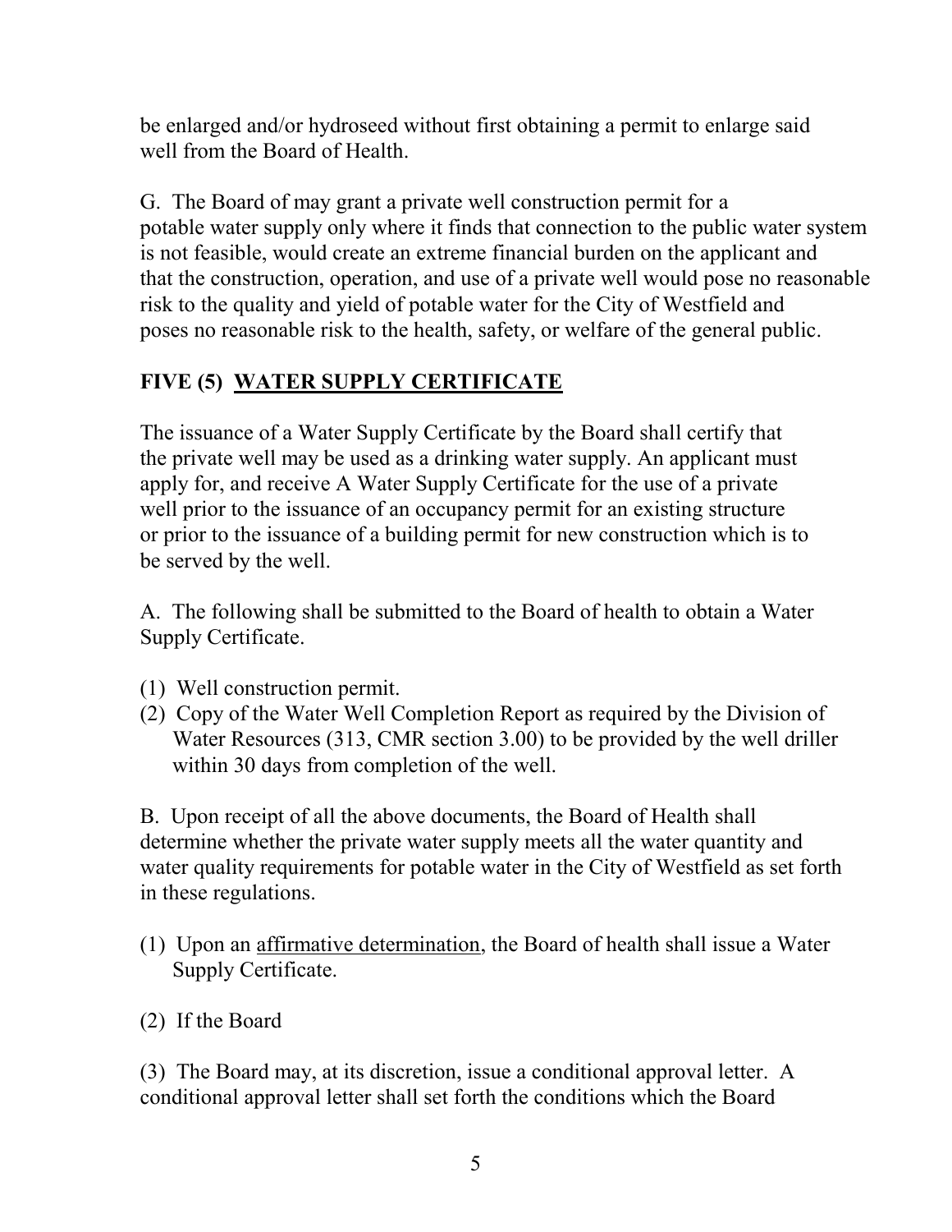be enlarged and/or hydroseed without first obtaining a permit to enlarge said well from the Board of Health.

G. The Board of may grant a private well construction permit for a potable water supply only where it finds that connection to the public water system is not feasible, would create an extreme financial burden on the applicant and that the construction, operation, and use of a private well would pose no reasonable risk to the quality and yield of potable water for the City of Westfield and poses no reasonable risk to the health, safety, or welfare of the general public.

## FIVE (5) <u>WATER SUPPLY CERTIFICATE</u>

The issuance of a Water Supply Certificate by the Board shall certify that the private well may be used as a drinking water supply. An applicant must apply for, and receive A Water Supply Certificate for the use of a private well prior to the issuance of an occupancy permit for an existing structure or prior to the issuance of a building permit for new construction which is to be served by the well.

A. The following shall be submitted to the Board of health to obtain a Water Supply Certificate.

(1) Well construction permit.
(2) Copy of the Water Well Completion Report as required by the Division of Water Resources (313, CMR section 3.00) to be provided by the well driller within 30 days from completion of the well.

B. Upon receipt of all the above documents, the Board of Health shall determine whether the private water supply meets all the water quantity and water quality requirements for potable water in the City of Westfield as set forth in these regulations.

(1) Upon an <u>affirmative determination</u>, the Board of health shall issue a Water Supply Certificate.

(2) If the Board

(3) The Board may, at its discretion, issue a conditional approval letter. A conditional approval letter shall set forth the conditions which the Board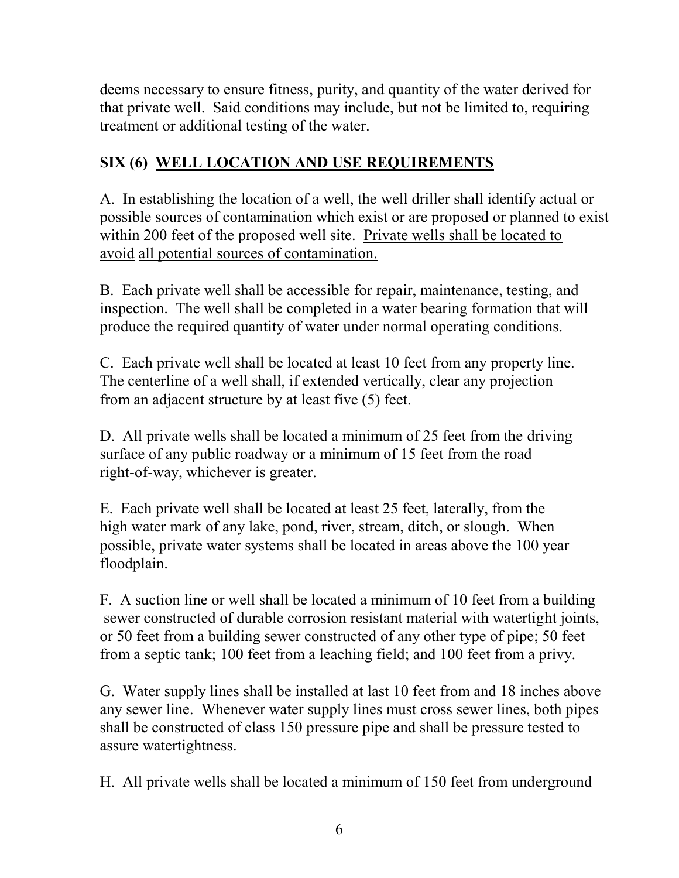deems necessary to ensure fitness, purity, and quantity of the water derived for that private well. Said conditions may include, but not be limited to, requiring treatment or additional testing of the water.

## SIX (6) <u>WELL LOCATION AND USE REQUIREMENTS</u>

A. In establishing the location of a well, the well driller shall identify actual or possible sources of contamination which exist or are proposed or planned to exist within 200 feet of the proposed well site. <u>Private wells shall be located to avoid all potential sources of contamination.</u>

B. Each private well shall be accessible for repair, maintenance, testing, and inspection. The well shall be completed in a water bearing formation that will produce the required quantity of water under normal operating conditions.

C. Each private well shall be located at least 10 feet from any property line. The centerline of a well shall, if extended vertically, clear any projection from an adjacent structure by at least five (5) feet.

D. All private wells shall be located a minimum of 25 feet from the driving surface of any public roadway or a minimum of 15 feet from the road right-of-way, whichever is greater.

E. Each private well shall be located at least 25 feet, laterally, from the high water mark of any lake, pond, river, stream, ditch, or slough. When possible, private water systems shall be located in areas above the 100 year floodplain.

F. A suction line or well shall be located a minimum of 10 feet from a building sewer constructed of durable corrosion resistant material with watertight joints, or 50 feet from a building sewer constructed of any other type of pipe; 50 feet from a septic tank; 100 feet from a leaching field; and 100 feet from a privy.

G. Water supply lines shall be installed at last 10 feet from and 18 inches above any sewer line. Whenever water supply lines must cross sewer lines, both pipes shall be constructed of class 150 pressure pipe and shall be pressure tested to assure watertightness.

H. All private wells shall be located a minimum of 150 feet from underground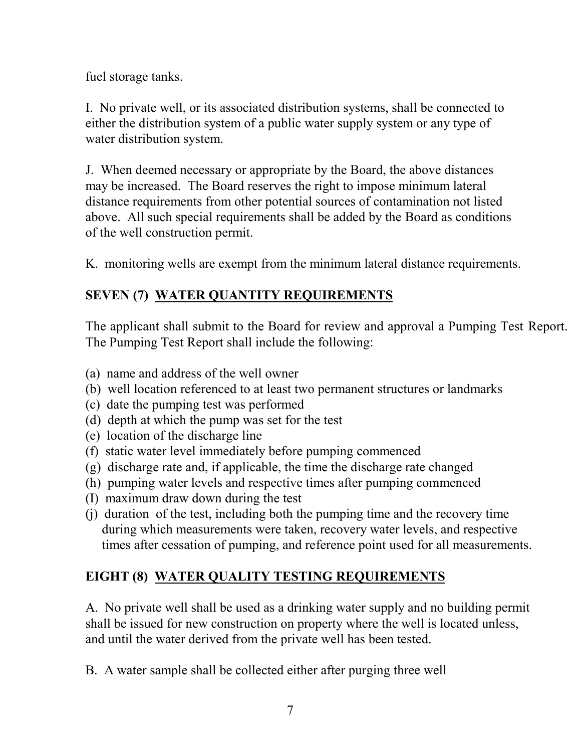fuel storage tanks.

I. No private well, or its associated distribution systems, shall be connected to either the distribution system of a public water supply system or any type of water distribution system.

J. When deemed necessary or appropriate by the Board, the above distances may be increased. The Board reserves the right to impose minimum lateral distance requirements from other potential sources of contamination not listed above. All such special requirements shall be added by the Board as conditions of the well construction permit.

K. monitoring wells are exempt from the minimum lateral distance requirements.

## SEVEN (7) <u>WATER QUANTITY REQUIREMENTS</u>

The applicant shall submit to the Board for review and approval a Pumping Test Report. The Pumping Test Report shall include the following:

(a) name and address of the well owner
(b) well location referenced to at least two permanent structures or landmarks
(c) date the pumping test was performed
(d) depth at which the pump was set for the test
(e) location of the discharge line
(f) static water level immediately before pumping commenced
(g) discharge rate and, if applicable, the time the discharge rate changed
(h) pumping water levels and respective times after pumping commenced
(I) maximum draw down during the test
(j) duration of the test, including both the pumping time and the recovery time during which measurements were taken, recovery water levels, and respective times after cessation of pumping, and reference point used for all measurements.

## EIGHT (8) <u>WATER QUALITY TESTING REQUIREMENTS</u>

A. No private well shall be used as a drinking water supply and no building permit shall be issued for new construction on property where the well is located unless, and until the water derived from the private well has been tested.

B. A water sample shall be collected either after purging three well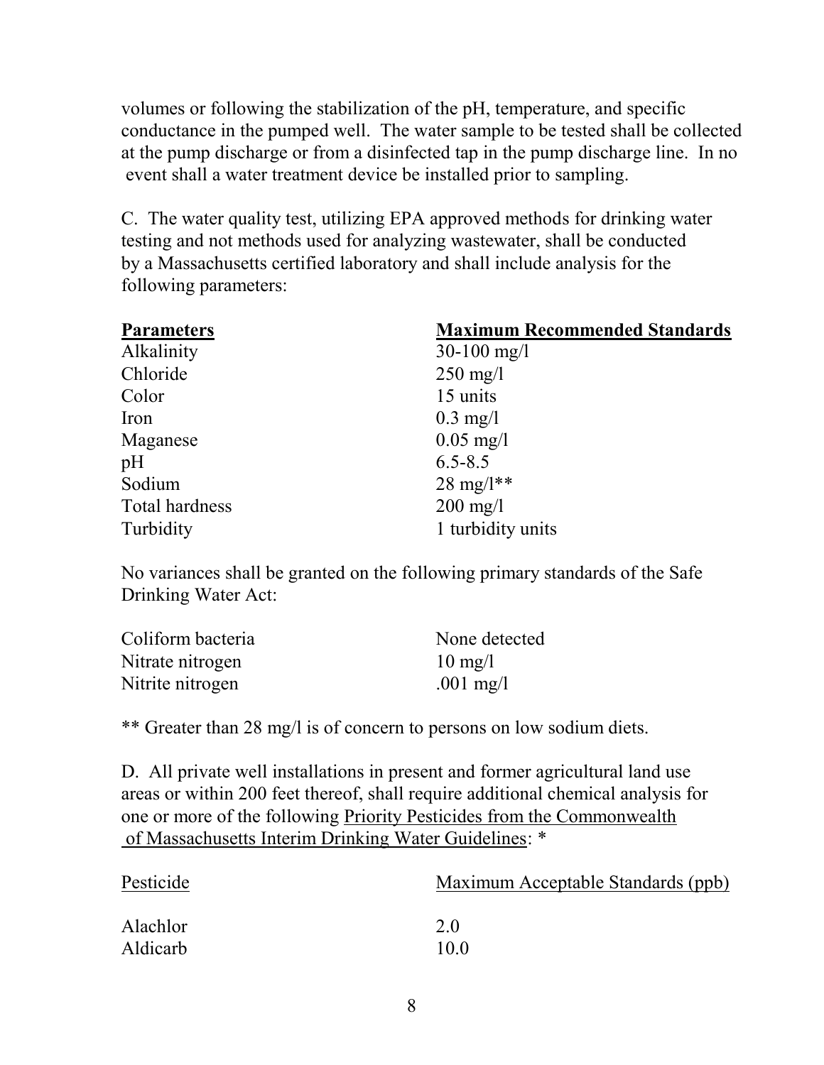volumes or following the stabilization of the pH, temperature, and specific conductance in the pumped well. The water sample to be tested shall be collected at the pump discharge or from a disinfected tap in the pump discharge line. In no event shall a water treatment device be installed prior to sampling.

C. The water quality test, utilizing EPA approved methods for drinking water testing and not methods used for analyzing wastewater, shall be conducted by a Massachusetts certified laboratory and shall include analysis for the following parameters:

| **Parameters** | **Maximum Recommended Standards** |
|---|---|
| Alkalinity | 30-100 mg/l |
| Chloride | 250 mg/l |
| Color | 15 units |
| Iron | 0.3 mg/l |
| Maganese | 0.05 mg/l |
| pH | 6.5-8.5 |
| Sodium | 28 mg/l** |
| Total hardness | 200 mg/l |
| Turbidity | 1 turbidity units |

No variances shall be granted on the following primary standards of the Safe Drinking Water Act:

| | |
|---|---|
| Coliform bacteria | None detected |
| Nitrate nitrogen | 10 mg/l |
| Nitrite nitrogen | .001 mg/l |

** Greater than 28 mg/l is of concern to persons on low sodium diets.

D. All private well installations in present and former agricultural land use areas or within 200 feet thereof, shall require additional chemical analysis for one or more of the following Priority Pesticides from the Commonwealth of Massachusetts Interim Drinking Water Guidelines: *

| Pesticide | Maximum Acceptable Standards (ppb) |
|---|---|
| Alachlor | 2.0 |
| Aldicarb | 10.0 |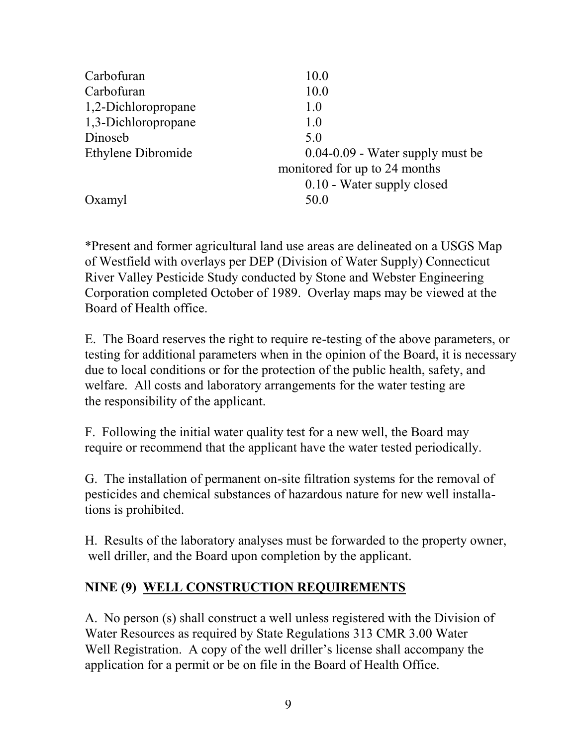| | |
|---|---|
| Carbofuran | 10.0 |
| Carbofuran | 10.0 |
| 1,2-Dichloropropane | 1.0 |
| 1,3-Dichloropropane | 1.0 |
| Dinoseb | 5.0 |
| Ethylene Dibromide | 0.04-0.09 - Water supply must be monitored for up to 24 months<br>0.10 - Water supply closed |
| Oxamyl | 50.0 |

*Present and former agricultural land use areas are delineated on a USGS Map of Westfield with overlays per DEP (Division of Water Supply) Connecticut River Valley Pesticide Study conducted by Stone and Webster Engineering Corporation completed October of 1989. Overlay maps may be viewed at the Board of Health office.

E. The Board reserves the right to require re-testing of the above parameters, or testing for additional parameters when in the opinion of the Board, it is necessary due to local conditions or for the protection of the public health, safety, and welfare. All costs and laboratory arrangements for the water testing are the responsibility of the applicant.

F. Following the initial water quality test for a new well, the Board may require or recommend that the applicant have the water tested periodically.

G. The installation of permanent on-site filtration systems for the removal of pesticides and chemical substances of hazardous nature for new well installations is prohibited.

H. Results of the laboratory analyses must be forwarded to the property owner, well driller, and the Board upon completion by the applicant.

## NINE (9) WELL CONSTRUCTION REQUIREMENTS

A. No person (s) shall construct a well unless registered with the Division of Water Resources as required by State Regulations 313 CMR 3.00 Water Well Registration. A copy of the well driller's license shall accompany the application for a permit or be on file in the Board of Health Office.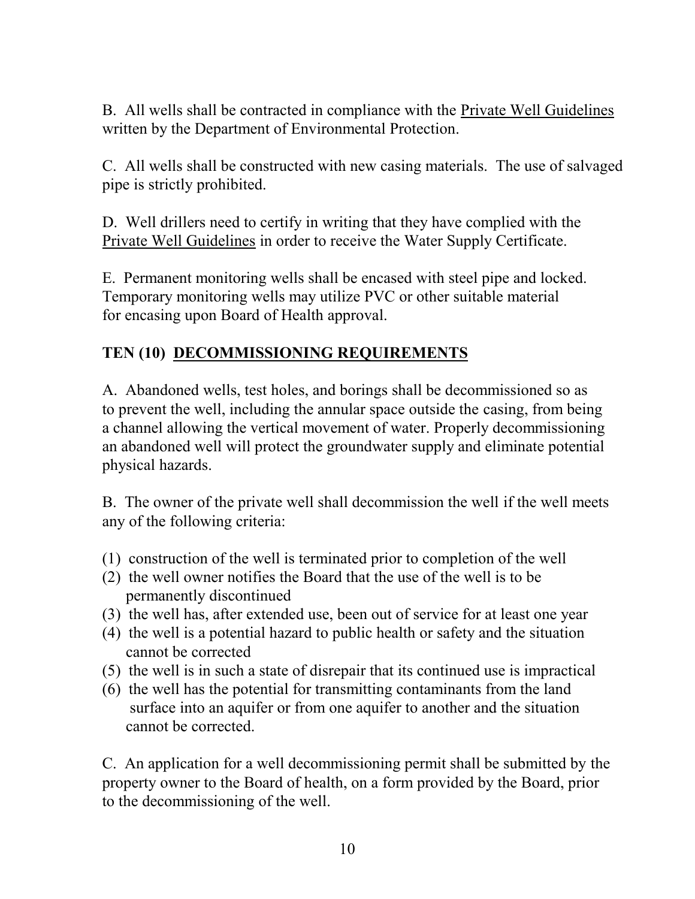B. All wells shall be contracted in compliance with the Private Well Guidelines written by the Department of Environmental Protection.

C. All wells shall be constructed with new casing materials. The use of salvaged pipe is strictly prohibited.

D. Well drillers need to certify in writing that they have complied with the Private Well Guidelines in order to receive the Water Supply Certificate.

E. Permanent monitoring wells shall be encased with steel pipe and locked. Temporary monitoring wells may utilize PVC or other suitable material for encasing upon Board of Health approval.

## TEN (10) DECOMMISSIONING REQUIREMENTS

A. Abandoned wells, test holes, and borings shall be decommissioned so as to prevent the well, including the annular space outside the casing, from being a channel allowing the vertical movement of water. Properly decommissioning an abandoned well will protect the groundwater supply and eliminate potential physical hazards.

B. The owner of the private well shall decommission the well if the well meets any of the following criteria:

(1) construction of the well is terminated prior to completion of the well
(2) the well owner notifies the Board that the use of the well is to be permanently discontinued
(3) the well has, after extended use, been out of service for at least one year
(4) the well is a potential hazard to public health or safety and the situation cannot be corrected
(5) the well is in such a state of disrepair that its continued use is impractical
(6) the well has the potential for transmitting contaminants from the land surface into an aquifer or from one aquifer to another and the situation cannot be corrected.

C. An application for a well decommissioning permit shall be submitted by the property owner to the Board of health, on a form provided by the Board, prior to the decommissioning of the well.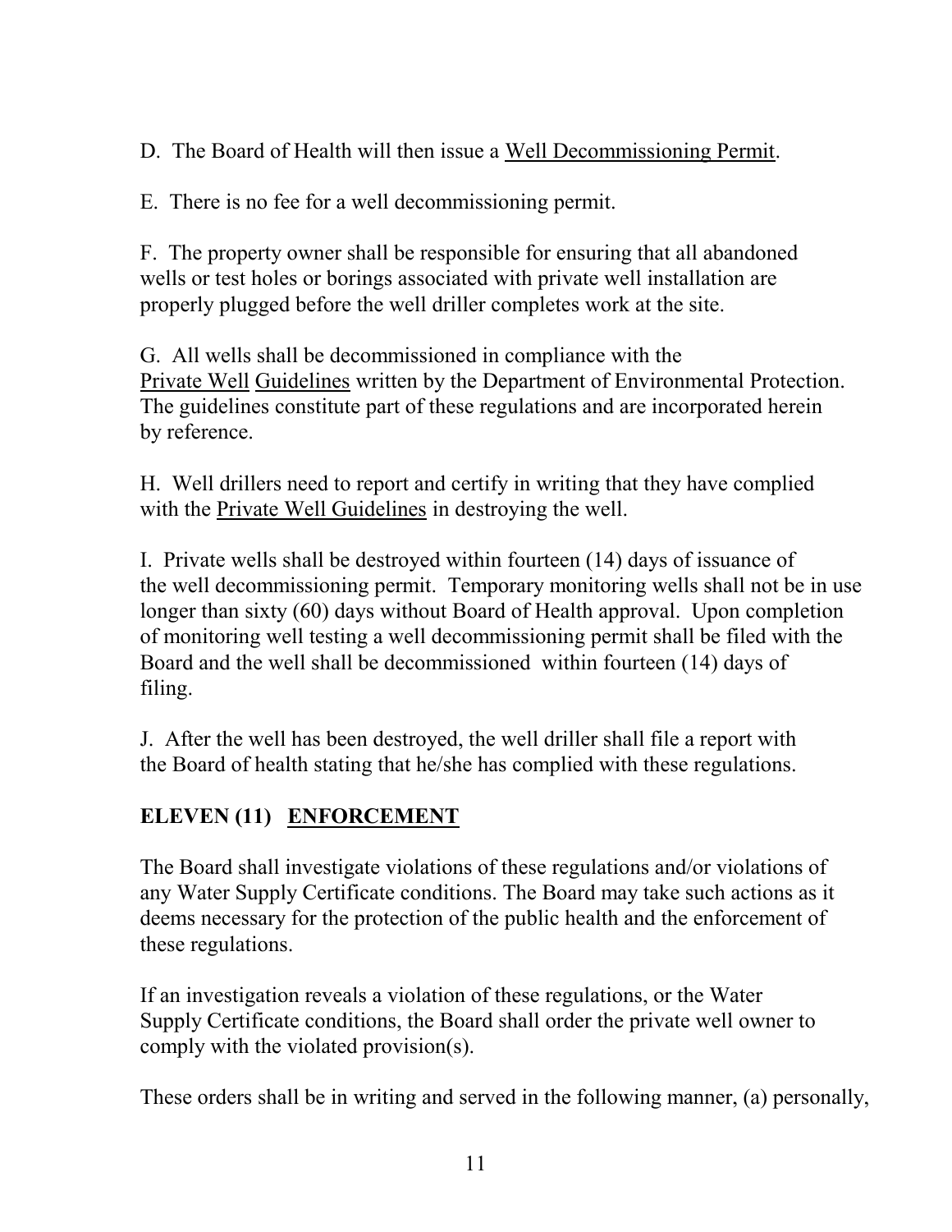D. The Board of Health will then issue a Well Decommissioning Permit.

E. There is no fee for a well decommissioning permit.

F. The property owner shall be responsible for ensuring that all abandoned wells or test holes or borings associated with private well installation are properly plugged before the well driller completes work at the site.

G. All wells shall be decommissioned in compliance with the Private Well Guidelines written by the Department of Environmental Protection. The guidelines constitute part of these regulations and are incorporated herein by reference.

H. Well drillers need to report and certify in writing that they have complied with the Private Well Guidelines in destroying the well.

I. Private wells shall be destroyed within fourteen (14) days of issuance of the well decommissioning permit. Temporary monitoring wells shall not be in use longer than sixty (60) days without Board of Health approval. Upon completion of monitoring well testing a well decommissioning permit shall be filed with the Board and the well shall be decommissioned within fourteen (14) days of filing.

J. After the well has been destroyed, the well driller shall file a report with the Board of health stating that he/she has complied with these regulations.

## ELEVEN (11) ENFORCEMENT

The Board shall investigate violations of these regulations and/or violations of any Water Supply Certificate conditions. The Board may take such actions as it deems necessary for the protection of the public health and the enforcement of these regulations.

If an investigation reveals a violation of these regulations, or the Water Supply Certificate conditions, the Board shall order the private well owner to comply with the violated provision(s).

These orders shall be in writing and served in the following manner, (a) personally,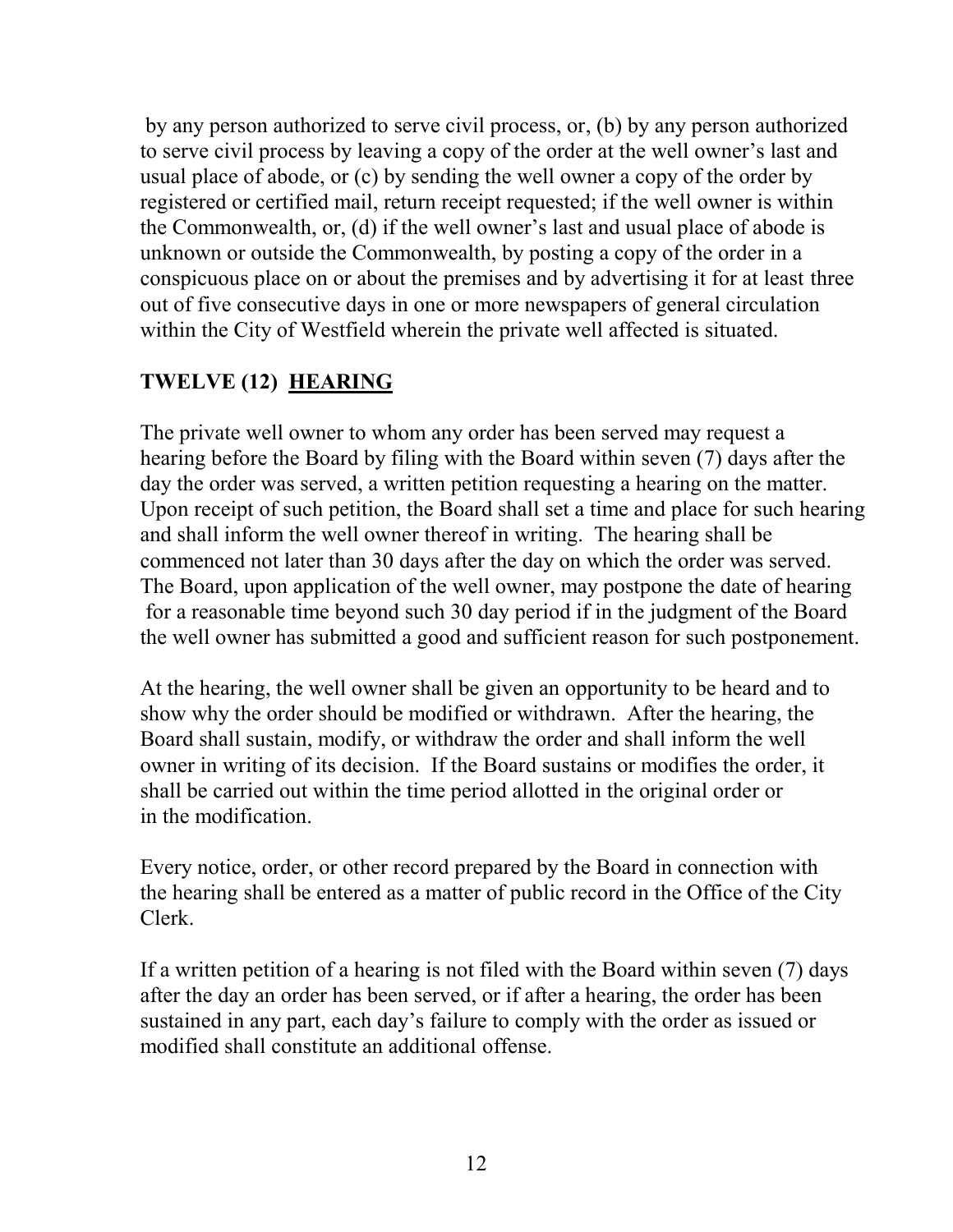by any person authorized to serve civil process, or, (b) by any person authorized to serve civil process by leaving a copy of the order at the well owner's last and usual place of abode, or (c) by sending the well owner a copy of the order by registered or certified mail, return receipt requested; if the well owner is within the Commonwealth, or, (d) if the well owner's last and usual place of abode is unknown or outside the Commonwealth, by posting a copy of the order in a conspicuous place on or about the premises and by advertising it for at least three out of five consecutive days in one or more newspapers of general circulation within the City of Westfield wherein the private well affected is situated.

## TWELVE (12) <u>HEARING</u>

The private well owner to whom any order has been served may request a hearing before the Board by filing with the Board within seven (7) days after the day the order was served, a written petition requesting a hearing on the matter. Upon receipt of such petition, the Board shall set a time and place for such hearing and shall inform the well owner thereof in writing. The hearing shall be commenced not later than 30 days after the day on which the order was served. The Board, upon application of the well owner, may postpone the date of hearing for a reasonable time beyond such 30 day period if in the judgment of the Board the well owner has submitted a good and sufficient reason for such postponement.

At the hearing, the well owner shall be given an opportunity to be heard and to show why the order should be modified or withdrawn. After the hearing, the Board shall sustain, modify, or withdraw the order and shall inform the well owner in writing of its decision. If the Board sustains or modifies the order, it shall be carried out within the time period allotted in the original order or in the modification.

Every notice, order, or other record prepared by the Board in connection with the hearing shall be entered as a matter of public record in the Office of the City Clerk.

If a written petition of a hearing is not filed with the Board within seven (7) days after the day an order has been served, or if after a hearing, the order has been sustained in any part, each day's failure to comply with the order as issued or modified shall constitute an additional offense.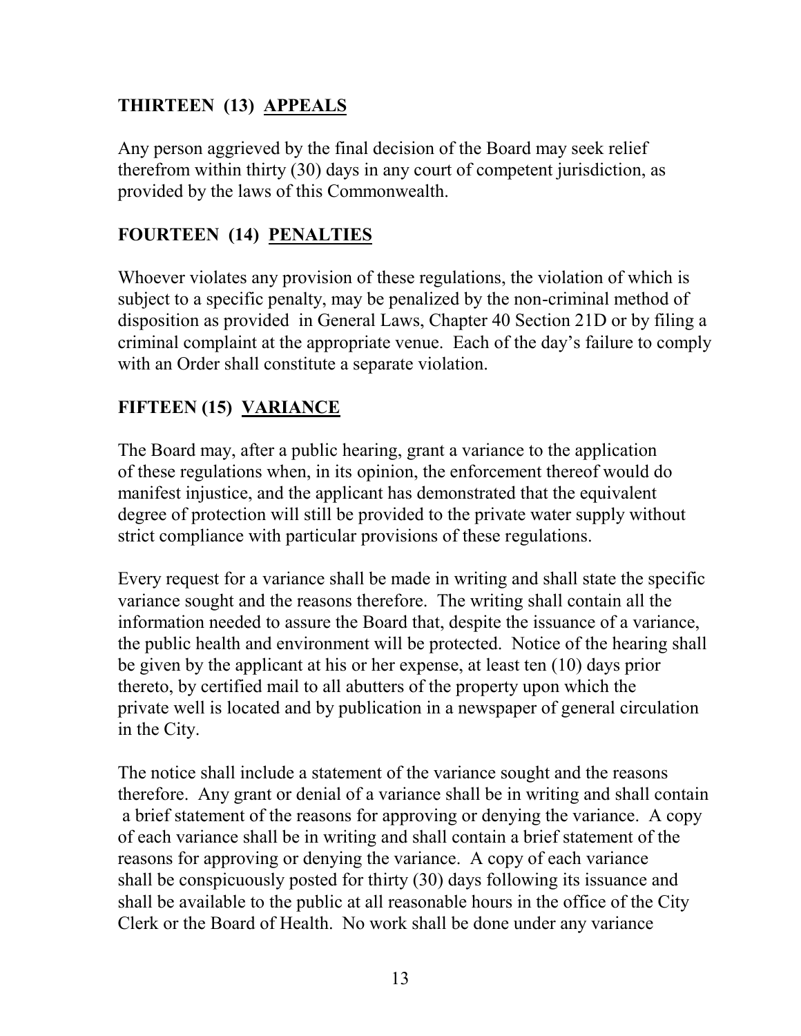## THIRTEEN (13) **APPEALS**

Any person aggrieved by the final decision of the Board may seek relief therefrom within thirty (30) days in any court of competent jurisdiction, as provided by the laws of this Commonwealth.

## FOURTEEN (14) **PENALTIES**

Whoever violates any provision of these regulations, the violation of which is subject to a specific penalty, may be penalized by the non-criminal method of disposition as provided in General Laws, Chapter 40 Section 21D or by filing a criminal complaint at the appropriate venue. Each of the day's failure to comply with an Order shall constitute a separate violation.

## FIFTEEN (15) **VARIANCE**

The Board may, after a public hearing, grant a variance to the application of these regulations when, in its opinion, the enforcement thereof would do manifest injustice, and the applicant has demonstrated that the equivalent degree of protection will still be provided to the private water supply without strict compliance with particular provisions of these regulations.

Every request for a variance shall be made in writing and shall state the specific variance sought and the reasons therefore. The writing shall contain all the information needed to assure the Board that, despite the issuance of a variance, the public health and environment will be protected. Notice of the hearing shall be given by the applicant at his or her expense, at least ten (10) days prior thereto, by certified mail to all abutters of the property upon which the private well is located and by publication in a newspaper of general circulation in the City.

The notice shall include a statement of the variance sought and the reasons therefore. Any grant or denial of a variance shall be in writing and shall contain a brief statement of the reasons for approving or denying the variance. A copy of each variance shall be in writing and shall contain a brief statement of the reasons for approving or denying the variance. A copy of each variance shall be conspicuously posted for thirty (30) days following its issuance and shall be available to the public at all reasonable hours in the office of the City Clerk or the Board of Health. No work shall be done under any variance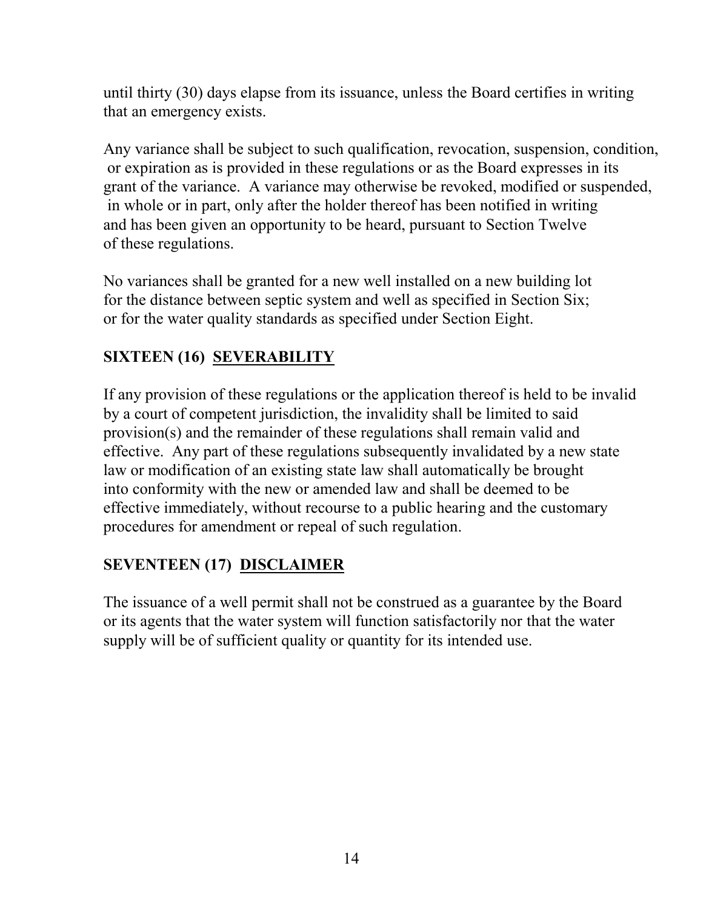until thirty (30) days elapse from its issuance, unless the Board certifies in writing that an emergency exists.

Any variance shall be subject to such qualification, revocation, suspension, condition, or expiration as is provided in these regulations or as the Board expresses in its grant of the variance. A variance may otherwise be revoked, modified or suspended, in whole or in part, only after the holder thereof has been notified in writing and has been given an opportunity to be heard, pursuant to Section Twelve of these regulations.

No variances shall be granted for a new well installed on a new building lot for the distance between septic system and well as specified in Section Six; or for the water quality standards as specified under Section Eight.

## SIXTEEN (16) <u>SEVERABILITY</u>

If any provision of these regulations or the application thereof is held to be invalid by a court of competent jurisdiction, the invalidity shall be limited to said provision(s) and the remainder of these regulations shall remain valid and effective. Any part of these regulations subsequently invalidated by a new state law or modification of an existing state law shall automatically be brought into conformity with the new or amended law and shall be deemed to be effective immediately, without recourse to a public hearing and the customary procedures for amendment or repeal of such regulation.

## SEVENTEEN (17) <u>DISCLAIMER</u>

The issuance of a well permit shall not be construed as a guarantee by the Board or its agents that the water system will function satisfactorily nor that the water supply will be of sufficient quality or quantity for its intended use.